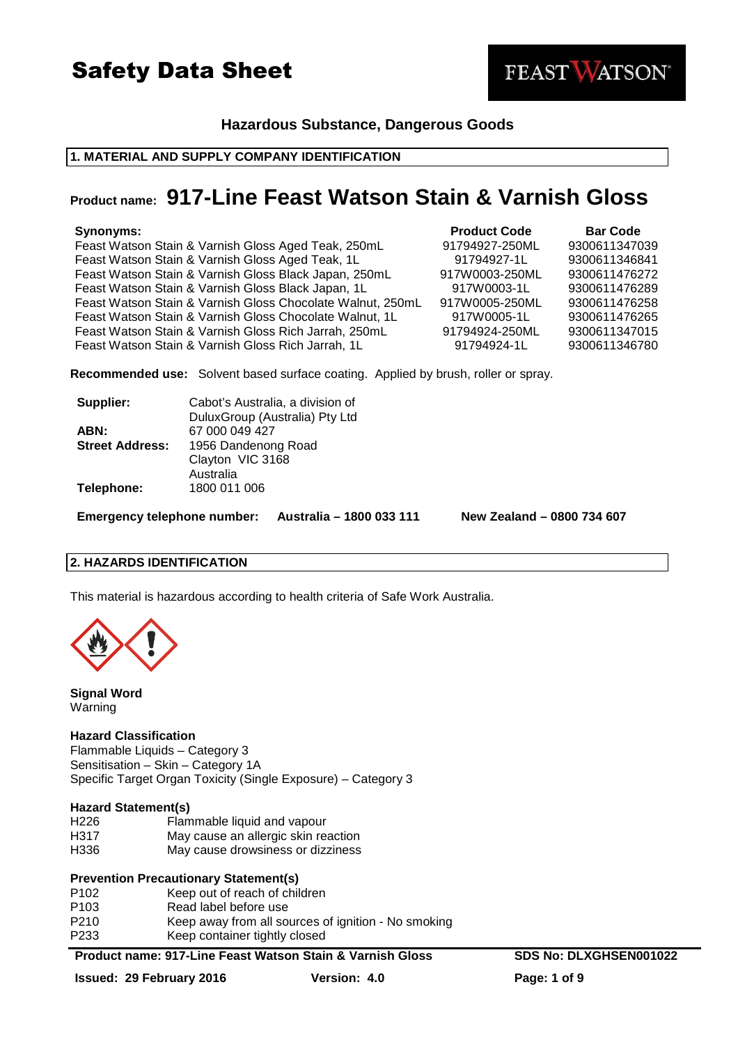# Safety Data Sheet

FEAST WATSON

**Hazardous Substance, Dangerous Goods**

## 1. MATERIAL AND SUPPLY COMPANY IDENTIFICATION

## Product name: 917-Line Feast Watson Stain & Varnish Gloss

| **Synonyms:** | **Product Code** | **Bar Code** |
|---|---|---|
| Feast Watson Stain & Varnish Gloss Aged Teak, 250mL | 91794927-250ML | 9300611347039 |
| Feast Watson Stain & Varnish Gloss Aged Teak, 1L | 91794927-1L | 9300611346841 |
| Feast Watson Stain & Varnish Gloss Black Japan, 250mL | 917W0003-250ML | 9300611476272 |
| Feast Watson Stain & Varnish Gloss Black Japan, 1L | 917W0003-1L | 9300611476289 |
| Feast Watson Stain & Varnish Gloss Chocolate Walnut, 250mL | 917W0005-250ML | 9300611476258 |
| Feast Watson Stain & Varnish Gloss Chocolate Walnut, 1L | 917W0005-1L | 9300611476265 |
| Feast Watson Stain & Varnish Gloss Rich Jarrah, 250mL | 91794924-250ML | 9300611347015 |
| Feast Watson Stain & Varnish Gloss Rich Jarrah, 1L | 91794924-1L | 9300611346780 |

**Recommended use:** Solvent based surface coating. Applied by brush, roller or spray.

**Supplier:** Cabot's Australia, a division of DuluxGroup (Australia) Pty Ltd
**ABN:** 67 000 049 427
**Street Address:** 1956 Dandenong Road
Clayton VIC 3168
Australia
**Telephone:** 1800 011 006

**Emergency telephone number:** **Australia – 1800 033 111** **New Zealand – 0800 734 607**

## 2. HAZARDS IDENTIFICATION

This material is hazardous according to health criteria of Safe Work Australia.

**Signal Word**
Warning

**Hazard Classification**
Flammable Liquids – Category 3
Sensitisation – Skin – Category 1A
Specific Target Organ Toxicity (Single Exposure) – Category 3

**Hazard Statement(s)**

| | |
|---|---|
| H226 | Flammable liquid and vapour |
| H317 | May cause an allergic skin reaction |
| H336 | May cause drowsiness or dizziness |

**Prevention Precautionary Statement(s)**

| | |
|---|---|
| P102 | Keep out of reach of children |
| P103 | Read label before use |
| P210 | Keep away from all sources of ignition - No smoking |
| P233 | Keep container tightly closed |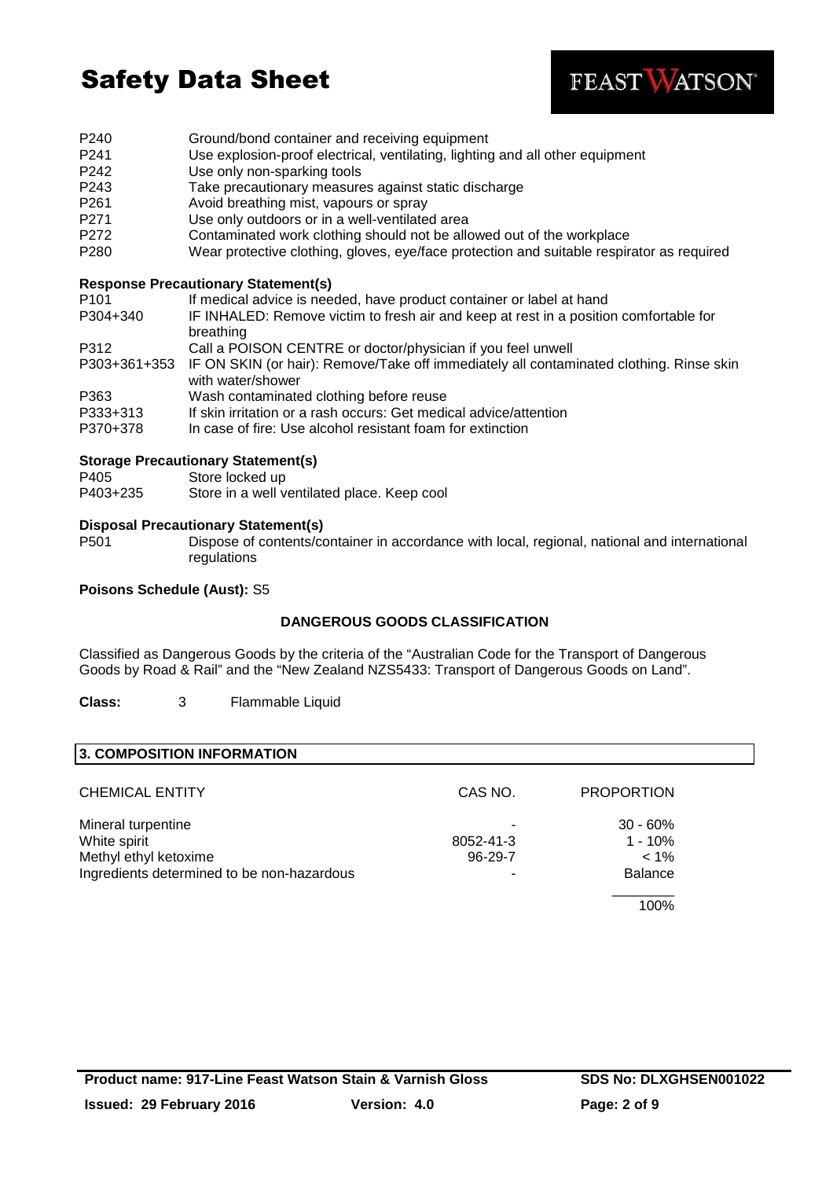| | |
|---|---|
| P240 | Ground/bond container and receiving equipment |
| P241 | Use explosion-proof electrical, ventilating, lighting and all other equipment |
| P242 | Use only non-sparking tools |
| P243 | Take precautionary measures against static discharge |
| P261 | Avoid breathing mist, vapours or spray |
| P271 | Use only outdoors or in a well-ventilated area |
| P272 | Contaminated work clothing should not be allowed out of the workplace |
| P280 | Wear protective clothing, gloves, eye/face protection and suitable respirator as required |

**Response Precautionary Statement(s)**

| | |
|---|---|
| P101 | If medical advice is needed, have product container or label at hand |
| P304+340 | IF INHALED: Remove victim to fresh air and keep at rest in a position comfortable for breathing |
| P312 | Call a POISON CENTRE or doctor/physician if you feel unwell |
| P303+361+353 | IF ON SKIN (or hair): Remove/Take off immediately all contaminated clothing. Rinse skin with water/shower |
| P363 | Wash contaminated clothing before reuse |
| P333+313 | If skin irritation or a rash occurs: Get medical advice/attention |
| P370+378 | In case of fire: Use alcohol resistant foam for extinction |

**Storage Precautionary Statement(s)**

| | |
|---|---|
| P405 | Store locked up |
| P403+235 | Store in a well ventilated place. Keep cool |

**Disposal Precautionary Statement(s)**

| | |
|---|---|
| P501 | Dispose of contents/container in accordance with local, regional, national and international regulations |

**Poisons Schedule (Aust):** S5

**DANGEROUS GOODS CLASSIFICATION**

Classified as Dangerous Goods by the criteria of the "Australian Code for the Transport of Dangerous Goods by Road & Rail" and the "New Zealand NZS5433: Transport of Dangerous Goods on Land".

**Class:** 3 Flammable Liquid

## 3. COMPOSITION INFORMATION

| CHEMICAL ENTITY | CAS NO. | PROPORTION |
|---|---|---|
| Mineral turpentine | - | 30 - 60% |
| White spirit | 8052-41-3 | 1 - 10% |
| Methyl ethyl ketoxime | 96-29-7 | < 1% |
| Ingredients determined to be non-hazardous | - | Balance |
| | | 100% |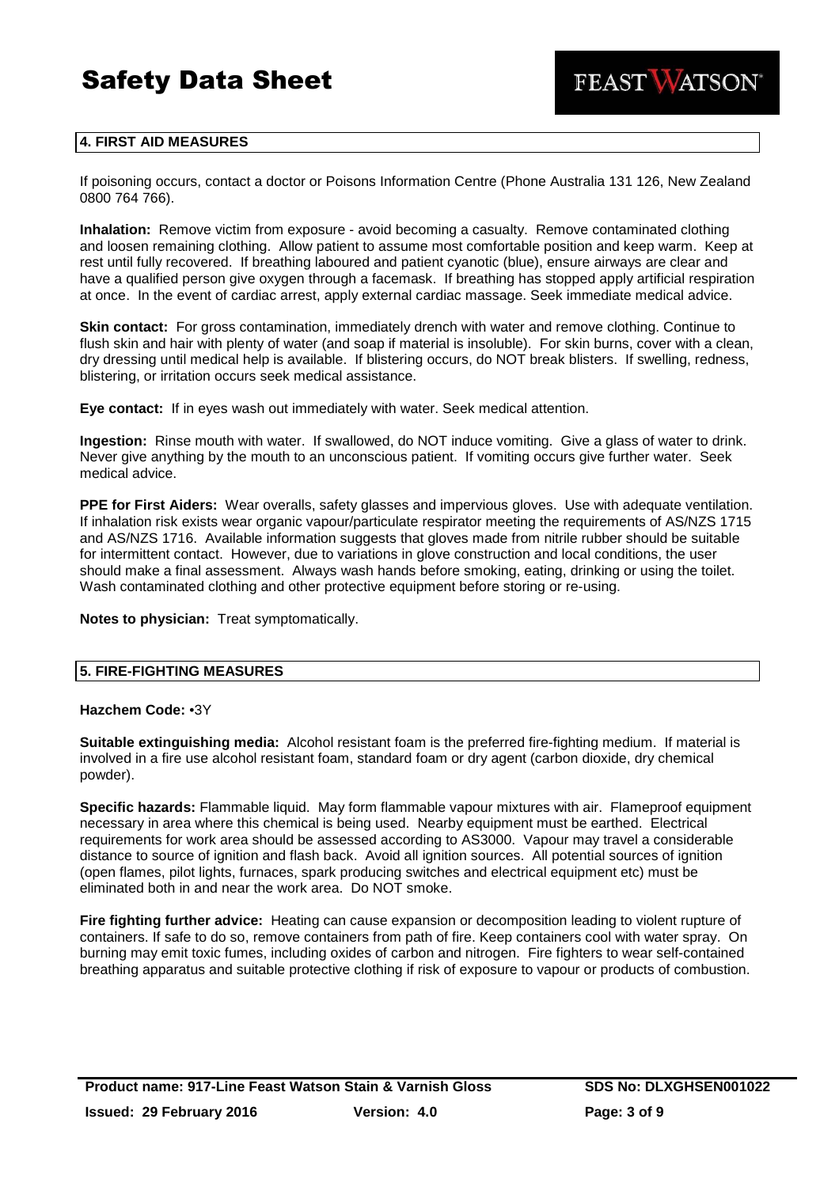## 4. FIRST AID MEASURES

If poisoning occurs, contact a doctor or Poisons Information Centre (Phone Australia 131 126, New Zealand 0800 764 766).

**Inhalation:** Remove victim from exposure - avoid becoming a casualty. Remove contaminated clothing and loosen remaining clothing. Allow patient to assume most comfortable position and keep warm. Keep at rest until fully recovered. If breathing laboured and patient cyanotic (blue), ensure airways are clear and have a qualified person give oxygen through a facemask. If breathing has stopped apply artificial respiration at once. In the event of cardiac arrest, apply external cardiac massage. Seek immediate medical advice.

**Skin contact:** For gross contamination, immediately drench with water and remove clothing. Continue to flush skin and hair with plenty of water (and soap if material is insoluble). For skin burns, cover with a clean, dry dressing until medical help is available. If blistering occurs, do NOT break blisters. If swelling, redness, blistering, or irritation occurs seek medical assistance.

**Eye contact:** If in eyes wash out immediately with water. Seek medical attention.

**Ingestion:** Rinse mouth with water. If swallowed, do NOT induce vomiting. Give a glass of water to drink. Never give anything by the mouth to an unconscious patient. If vomiting occurs give further water. Seek medical advice.

**PPE for First Aiders:** Wear overalls, safety glasses and impervious gloves. Use with adequate ventilation. If inhalation risk exists wear organic vapour/particulate respirator meeting the requirements of AS/NZS 1715 and AS/NZS 1716. Available information suggests that gloves made from nitrile rubber should be suitable for intermittent contact. However, due to variations in glove construction and local conditions, the user should make a final assessment. Always wash hands before smoking, eating, drinking or using the toilet. Wash contaminated clothing and other protective equipment before storing or re-using.

**Notes to physician:** Treat symptomatically.

## 5. FIRE-FIGHTING MEASURES

**Hazchem Code:** •3Y

**Suitable extinguishing media:** Alcohol resistant foam is the preferred fire-fighting medium. If material is involved in a fire use alcohol resistant foam, standard foam or dry agent (carbon dioxide, dry chemical powder).

**Specific hazards:** Flammable liquid. May form flammable vapour mixtures with air. Flameproof equipment necessary in area where this chemical is being used. Nearby equipment must be earthed. Electrical requirements for work area should be assessed according to AS3000. Vapour may travel a considerable distance to source of ignition and flash back. Avoid all ignition sources. All potential sources of ignition (open flames, pilot lights, furnaces, spark producing switches and electrical equipment etc) must be eliminated both in and near the work area. Do NOT smoke.

**Fire fighting further advice:** Heating can cause expansion or decomposition leading to violent rupture of containers. If safe to do so, remove containers from path of fire. Keep containers cool with water spray. On burning may emit toxic fumes, including oxides of carbon and nitrogen. Fire fighters to wear self-contained breathing apparatus and suitable protective clothing if risk of exposure to vapour or products of combustion.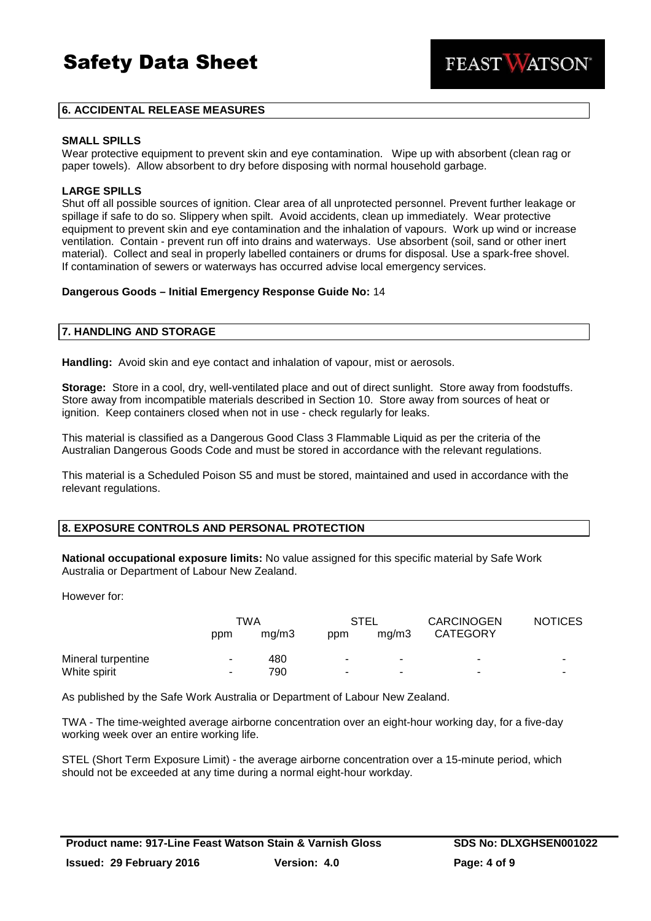## 6. ACCIDENTAL RELEASE MEASURES

**SMALL SPILLS**
Wear protective equipment to prevent skin and eye contamination. Wipe up with absorbent (clean rag or paper towels). Allow absorbent to dry before disposing with normal household garbage.

**LARGE SPILLS**
Shut off all possible sources of ignition. Clear area of all unprotected personnel. Prevent further leakage or spillage if safe to do so. Slippery when spilt. Avoid accidents, clean up immediately. Wear protective equipment to prevent skin and eye contamination and the inhalation of vapours. Work up wind or increase ventilation. Contain - prevent run off into drains and waterways. Use absorbent (soil, sand or other inert material). Collect and seal in properly labelled containers or drums for disposal. Use a spark-free shovel. If contamination of sewers or waterways has occurred advise local emergency services.

**Dangerous Goods – Initial Emergency Response Guide No:** 14

## 7. HANDLING AND STORAGE

**Handling:** Avoid skin and eye contact and inhalation of vapour, mist or aerosols.

**Storage:** Store in a cool, dry, well-ventilated place and out of direct sunlight. Store away from foodstuffs. Store away from incompatible materials described in Section 10. Store away from sources of heat or ignition. Keep containers closed when not in use - check regularly for leaks.

This material is classified as a Dangerous Good Class 3 Flammable Liquid as per the criteria of the Australian Dangerous Goods Code and must be stored in accordance with the relevant regulations.

This material is a Scheduled Poison S5 and must be stored, maintained and used in accordance with the relevant regulations.

## 8. EXPOSURE CONTROLS AND PERSONAL PROTECTION

**National occupational exposure limits:** No value assigned for this specific material by Safe Work Australia or Department of Labour New Zealand.

However for:

| | TWA | | STEL | | CARCINOGEN | NOTICES |
|---|---|---|---|---|---|---|
| | ppm | mg/m3 | ppm | mg/m3 | CATEGORY | |
| Mineral turpentine | - | 480 | - | - | - | - |
| White spirit | - | 790 | - | - | - | - |

As published by the Safe Work Australia or Department of Labour New Zealand.

TWA - The time-weighted average airborne concentration over an eight-hour working day, for a five-day working week over an entire working life.

STEL (Short Term Exposure Limit) - the average airborne concentration over a 15-minute period, which should not be exceeded at any time during a normal eight-hour workday.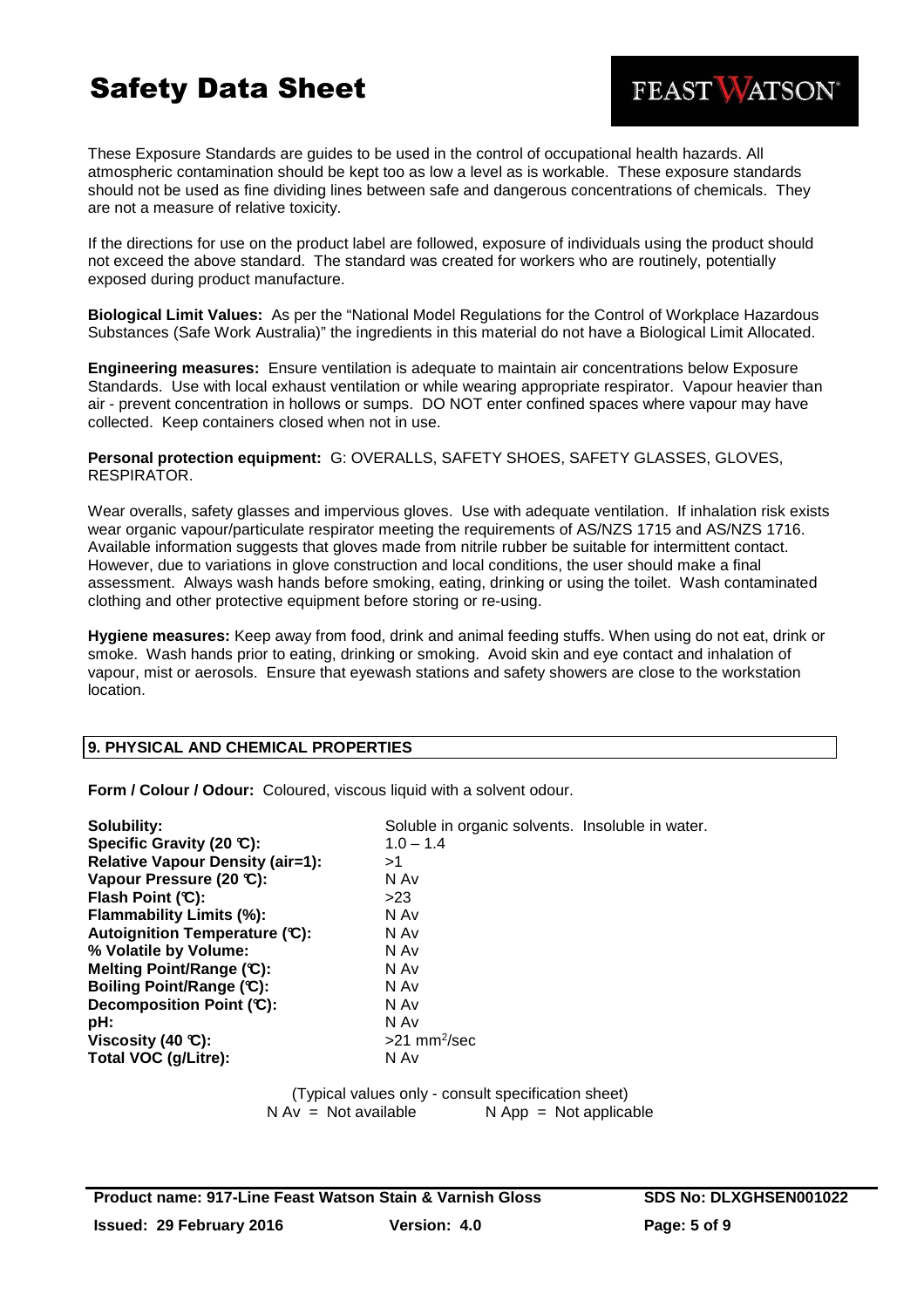These Exposure Standards are guides to be used in the control of occupational health hazards. All atmospheric contamination should be kept too as low a level as is workable. These exposure standards should not be used as fine dividing lines between safe and dangerous concentrations of chemicals. They are not a measure of relative toxicity.

If the directions for use on the product label are followed, exposure of individuals using the product should not exceed the above standard. The standard was created for workers who are routinely, potentially exposed during product manufacture.

**Biological Limit Values:** As per the "National Model Regulations for the Control of Workplace Hazardous Substances (Safe Work Australia)" the ingredients in this material do not have a Biological Limit Allocated.

**Engineering measures:** Ensure ventilation is adequate to maintain air concentrations below Exposure Standards. Use with local exhaust ventilation or while wearing appropriate respirator. Vapour heavier than air - prevent concentration in hollows or sumps. DO NOT enter confined spaces where vapour may have collected. Keep containers closed when not in use.

**Personal protection equipment:** G: OVERALLS, SAFETY SHOES, SAFETY GLASSES, GLOVES, RESPIRATOR.

Wear overalls, safety glasses and impervious gloves. Use with adequate ventilation. If inhalation risk exists wear organic vapour/particulate respirator meeting the requirements of AS/NZS 1715 and AS/NZS 1716. Available information suggests that gloves made from nitrile rubber be suitable for intermittent contact. However, due to variations in glove construction and local conditions, the user should make a final assessment. Always wash hands before smoking, eating, drinking or using the toilet. Wash contaminated clothing and other protective equipment before storing or re-using.

**Hygiene measures:** Keep away from food, drink and animal feeding stuffs. When using do not eat, drink or smoke. Wash hands prior to eating, drinking or smoking. Avoid skin and eye contact and inhalation of vapour, mist or aerosols. Ensure that eyewash stations and safety showers are close to the workstation location.

## 9. PHYSICAL AND CHEMICAL PROPERTIES

**Form / Colour / Odour:** Coloured, viscous liquid with a solvent odour.

| | |
|---|---|
| **Solubility:** | Soluble in organic solvents. Insoluble in water. |
| **Specific Gravity (20 °C):** | 1.0 – 1.4 |
| **Relative Vapour Density (air=1):** | >1 |
| **Vapour Pressure (20 °C):** | N Av |
| **Flash Point (°C):** | >23 |
| **Flammability Limits (%):** | N Av |
| **Autoignition Temperature (°C):** | N Av |
| **% Volatile by Volume:** | N Av |
| **Melting Point/Range (°C):** | N Av |
| **Boiling Point/Range (°C):** | N Av |
| **Decomposition Point (°C):** | N Av |
| **pH:** | N Av |
| **Viscosity (40 °C):** | >21 $mm^2$/sec |
| **Total VOC (g/Litre):** | N Av |

(Typical values only - consult specification sheet)
N Av = Not available N App = Not applicable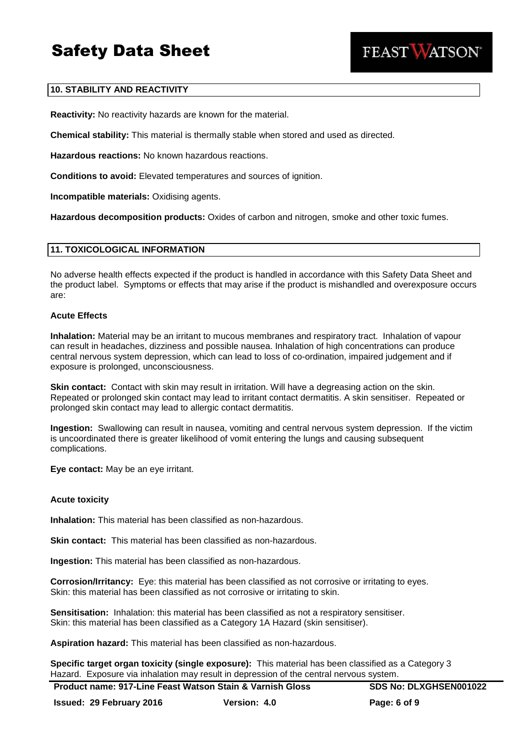## 10. STABILITY AND REACTIVITY

**Reactivity:** No reactivity hazards are known for the material.

**Chemical stability:** This material is thermally stable when stored and used as directed.

**Hazardous reactions:** No known hazardous reactions.

**Conditions to avoid:** Elevated temperatures and sources of ignition.

**Incompatible materials:** Oxidising agents.

**Hazardous decomposition products:** Oxides of carbon and nitrogen, smoke and other toxic fumes.

## 11. TOXICOLOGICAL INFORMATION

No adverse health effects expected if the product is handled in accordance with this Safety Data Sheet and the product label. Symptoms or effects that may arise if the product is mishandled and overexposure occurs are:

### Acute Effects

**Inhalation:** Material may be an irritant to mucous membranes and respiratory tract. Inhalation of vapour can result in headaches, dizziness and possible nausea. Inhalation of high concentrations can produce central nervous system depression, which can lead to loss of co-ordination, impaired judgement and if exposure is prolonged, unconsciousness.

**Skin contact:** Contact with skin may result in irritation. Will have a degreasing action on the skin. Repeated or prolonged skin contact may lead to irritant contact dermatitis. A skin sensitiser. Repeated or prolonged skin contact may lead to allergic contact dermatitis.

**Ingestion:** Swallowing can result in nausea, vomiting and central nervous system depression. If the victim is uncoordinated there is greater likelihood of vomit entering the lungs and causing subsequent complications.

**Eye contact:** May be an eye irritant.

### Acute toxicity

**Inhalation:** This material has been classified as non-hazardous.

**Skin contact:** This material has been classified as non-hazardous.

**Ingestion:** This material has been classified as non-hazardous.

**Corrosion/Irritancy:** Eye: this material has been classified as not corrosive or irritating to eyes.
Skin: this material has been classified as not corrosive or irritating to skin.

**Sensitisation:** Inhalation: this material has been classified as not a respiratory sensitiser.
Skin: this material has been classified as a Category 1A Hazard (skin sensitiser).

**Aspiration hazard:** This material has been classified as non-hazardous.

**Specific target organ toxicity (single exposure):** This material has been classified as a Category 3 Hazard. Exposure via inhalation may result in depression of the central nervous system.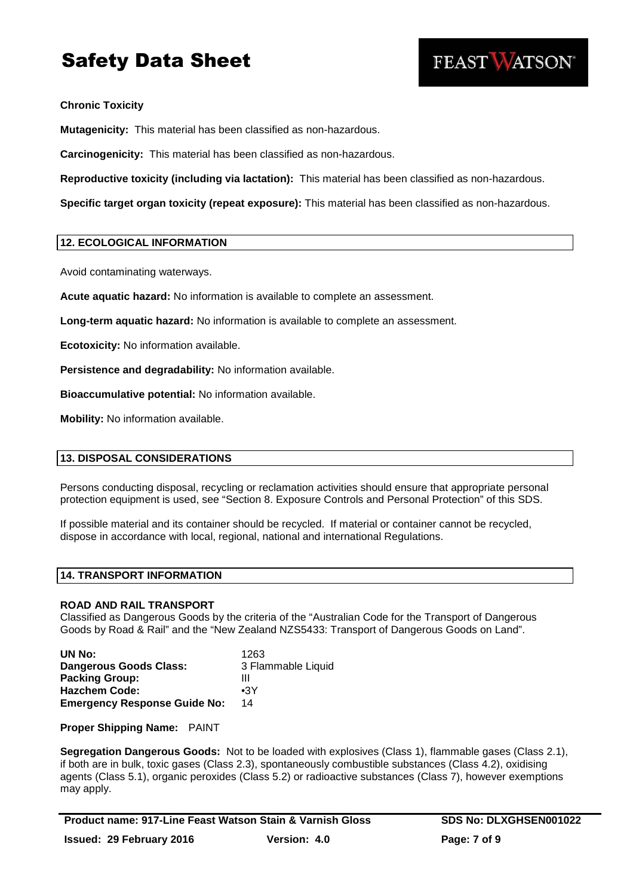**Chronic Toxicity**

**Mutagenicity:** This material has been classified as non-hazardous.

**Carcinogenicity:** This material has been classified as non-hazardous.

**Reproductive toxicity (including via lactation):** This material has been classified as non-hazardous.

**Specific target organ toxicity (repeat exposure):** This material has been classified as non-hazardous.

## 12. ECOLOGICAL INFORMATION

Avoid contaminating waterways.

**Acute aquatic hazard:** No information is available to complete an assessment.

**Long-term aquatic hazard:** No information is available to complete an assessment.

**Ecotoxicity:** No information available.

**Persistence and degradability:** No information available.

**Bioaccumulative potential:** No information available.

**Mobility:** No information available.

## 13. DISPOSAL CONSIDERATIONS

Persons conducting disposal, recycling or reclamation activities should ensure that appropriate personal protection equipment is used, see "Section 8. Exposure Controls and Personal Protection" of this SDS.

If possible material and its container should be recycled. If material or container cannot be recycled, dispose in accordance with local, regional, national and international Regulations.

## 14. TRANSPORT INFORMATION

**ROAD AND RAIL TRANSPORT**
Classified as Dangerous Goods by the criteria of the "Australian Code for the Transport of Dangerous Goods by Road & Rail" and the "New Zealand NZS5433: Transport of Dangerous Goods on Land".

| | |
|---|---|
| **UN No:** | 1263 |
| **Dangerous Goods Class:** | 3 Flammable Liquid |
| **Packing Group:** | III |
| **Hazchem Code:** | •3Y |
| **Emergency Response Guide No:** | 14 |

**Proper Shipping Name:** PAINT

**Segregation Dangerous Goods:** Not to be loaded with explosives (Class 1), flammable gases (Class 2.1), if both are in bulk, toxic gases (Class 2.3), spontaneously combustible substances (Class 4.2), oxidising agents (Class 5.1), organic peroxides (Class 5.2) or radioactive substances (Class 7), however exemptions may apply.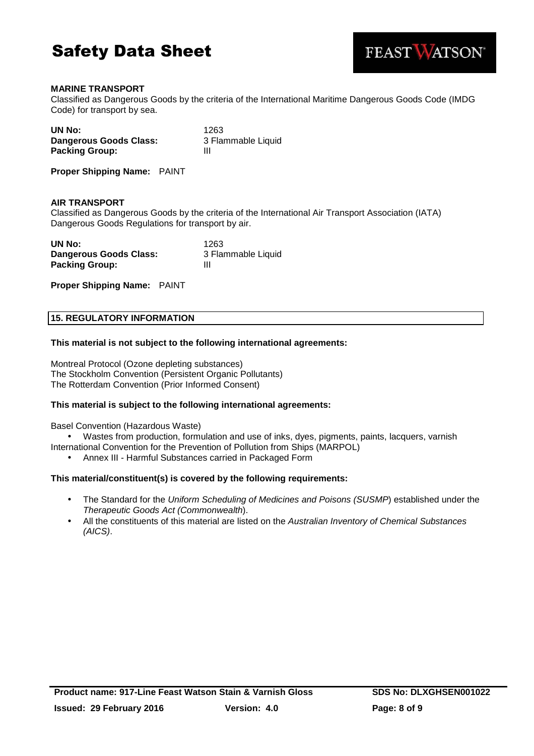**MARINE TRANSPORT**

Classified as Dangerous Goods by the criteria of the International Maritime Dangerous Goods Code (IMDG Code) for transport by sea.

| | |
|---|---|
| **UN No:** | 1263 |
| **Dangerous Goods Class:** | 3 Flammable Liquid |
| **Packing Group:** | III |

**Proper Shipping Name:** PAINT

**AIR TRANSPORT**

Classified as Dangerous Goods by the criteria of the International Air Transport Association (IATA) Dangerous Goods Regulations for transport by air.

| | |
|---|---|
| **UN No:** | 1263 |
| **Dangerous Goods Class:** | 3 Flammable Liquid |
| **Packing Group:** | III |

**Proper Shipping Name:** PAINT

## 15. REGULATORY INFORMATION

**This material is not subject to the following international agreements:**

Montreal Protocol (Ozone depleting substances)
The Stockholm Convention (Persistent Organic Pollutants)
The Rotterdam Convention (Prior Informed Consent)

**This material is subject to the following international agreements:**

Basel Convention (Hazardous Waste)

- Wastes from production, formulation and use of inks, dyes, pigments, paints, lacquers, varnish

International Convention for the Prevention of Pollution from Ships (MARPOL)

- Annex III - Harmful Substances carried in Packaged Form

**This material/constituent(s) is covered by the following requirements:**

- The Standard for the *Uniform Scheduling of Medicines and Poisons (SUSMP*) established under the *Therapeutic Goods Act (Commonwealth*).
- All the constituents of this material are listed on the *Australian Inventory of Chemical Substances (AICS)*.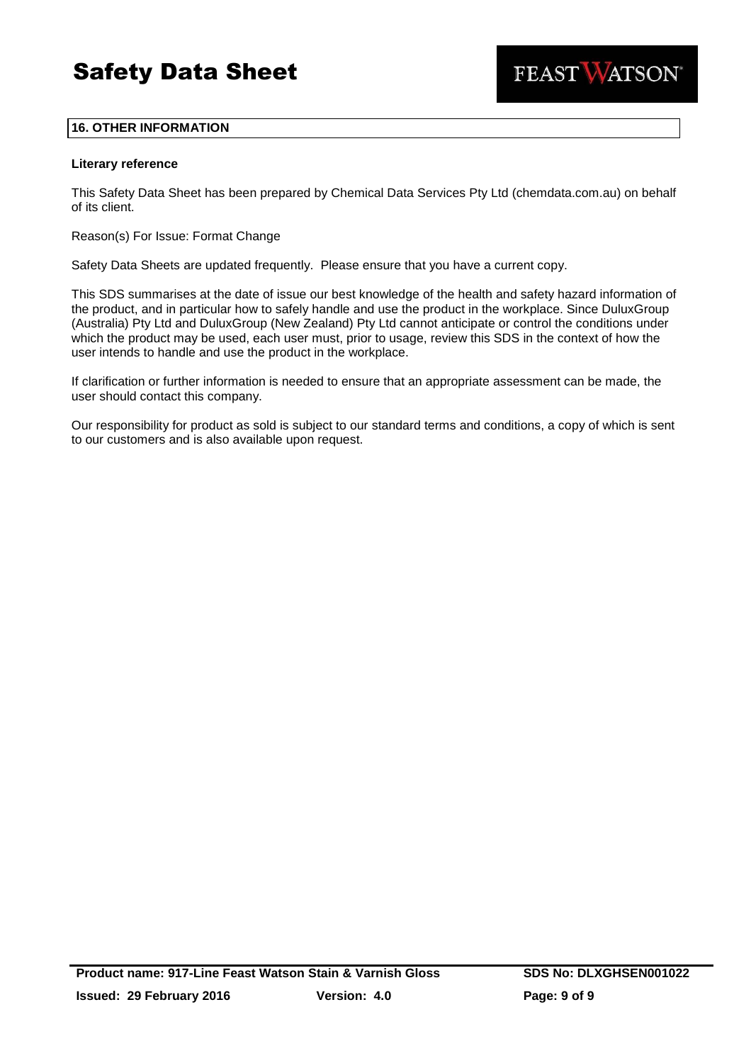## 16. OTHER INFORMATION

**Literary reference**

This Safety Data Sheet has been prepared by Chemical Data Services Pty Ltd (chemdata.com.au) on behalf of its client.

Reason(s) For Issue: Format Change

Safety Data Sheets are updated frequently. Please ensure that you have a current copy.

This SDS summarises at the date of issue our best knowledge of the health and safety hazard information of the product, and in particular how to safely handle and use the product in the workplace. Since DuluxGroup (Australia) Pty Ltd and DuluxGroup (New Zealand) Pty Ltd cannot anticipate or control the conditions under which the product may be used, each user must, prior to usage, review this SDS in the context of how the user intends to handle and use the product in the workplace.

If clarification or further information is needed to ensure that an appropriate assessment can be made, the user should contact this company.

Our responsibility for product as sold is subject to our standard terms and conditions, a copy of which is sent to our customers and is also available upon request.